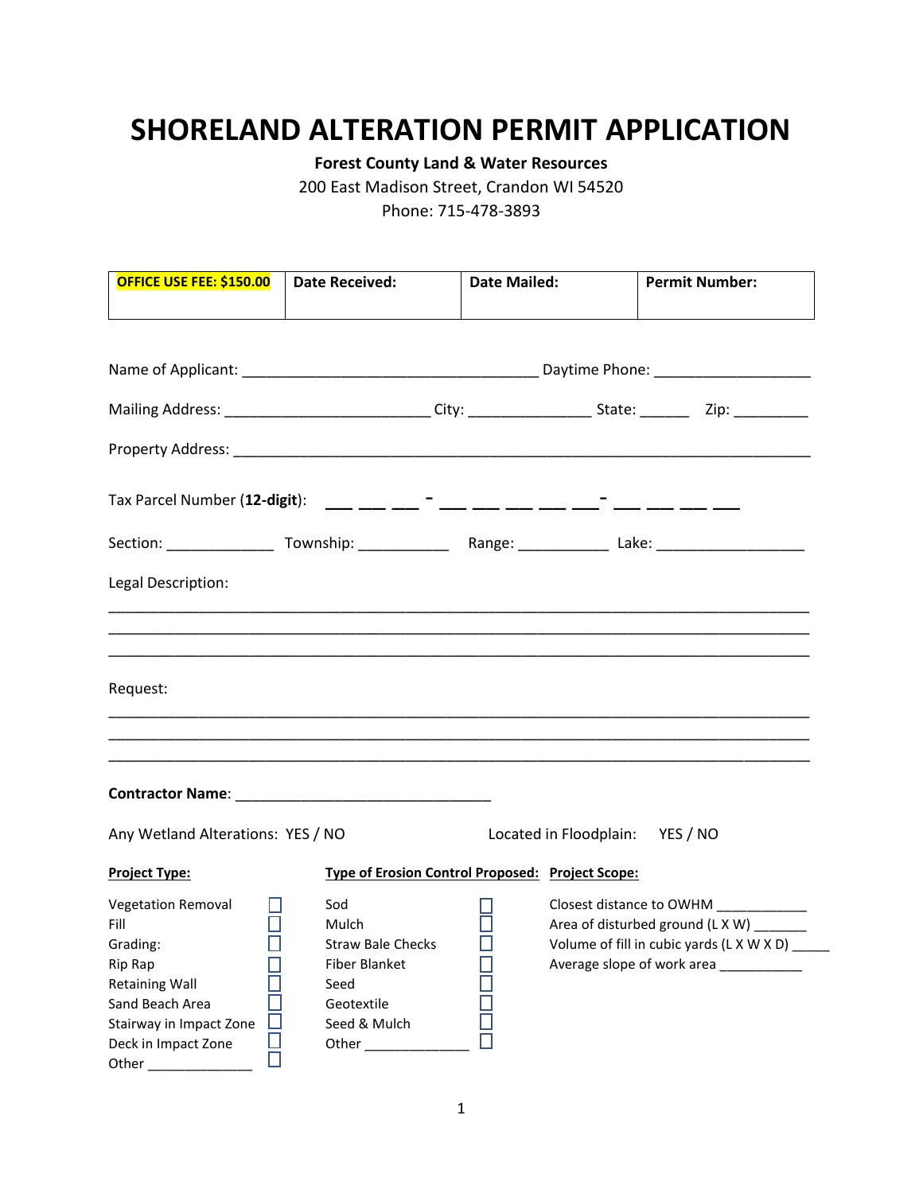# SHORELAND ALTERATION PERMIT APPLICATION

**Forest County Land & Water Resources**
200 East Madison Street, Crandon WI 54520
Phone: 715-478-3893

| **OFFICE USE FEE: $150.00** | **Date Received:** | **Date Mailed:** | **Permit Number:** |
|---|---|---|---|
| | | | |

Name of Applicant: ___________________________________ Daytime Phone: __________________

Mailing Address: ________________________ City: ______________ State: ______ Zip: _________

Property Address: _______________________________________________________________________

Tax Parcel Number (**12-digit**): ___ ___ ___ - ___ ___ ___ ___ ___ - ___ ___ ___ ___

Section: _____________ Township: ___________ Range: ___________ Lake: __________________

Legal Description:

_______________________________________________________________________________
_______________________________________________________________________________
_______________________________________________________________________________

Request:

_______________________________________________________________________________
_______________________________________________________________________________
_______________________________________________________________________________

**Contractor Name**: _______________________________

Any Wetland Alterations: YES / NO

Located in Floodplain: YES / NO

**Project Type:**

- Vegetation Removal ☐
- Fill ☐
- Grading: ☐
- Rip Rap ☐
- Retaining Wall ☐
- Sand Beach Area ☐
- Stairway in Impact Zone ☐
- Deck in Impact Zone ☐
- Other ______________ ☐

**Type of Erosion Control Proposed:**

- Sod ☐
- Mulch ☐
- Straw Bale Checks ☐
- Fiber Blanket ☐
- Seed ☐
- Geotextile ☐
- Seed & Mulch ☐
- Other ______________ ☐

**Project Scope:**

- Closest distance to OWHM ___________
- Area of disturbed ground (L X W) _______
- Volume of fill in cubic yards (L X W X D) _____
- Average slope of work area ___________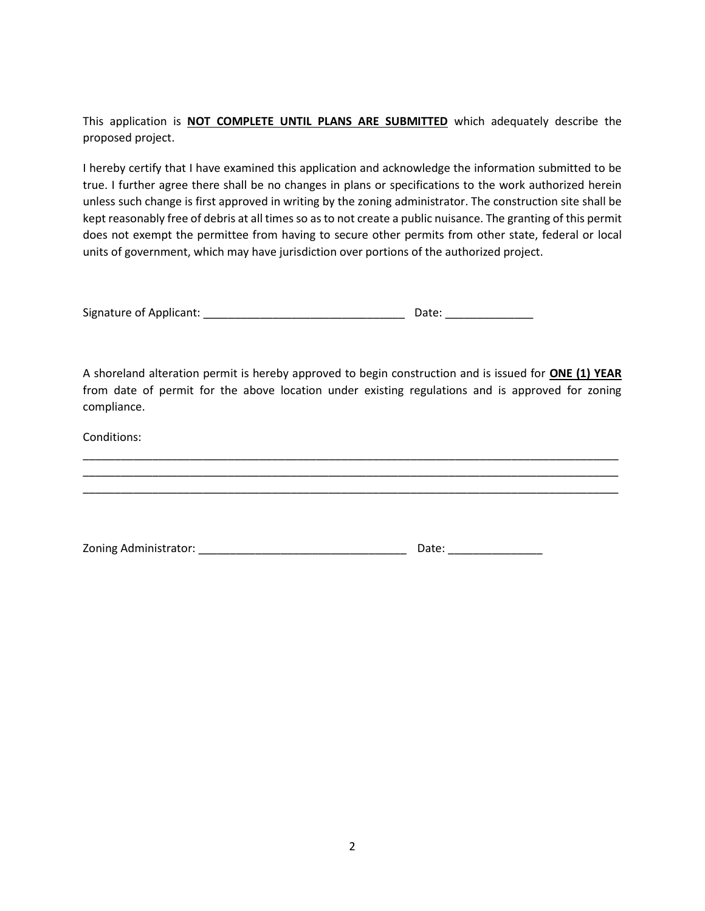This application is **NOT COMPLETE UNTIL PLANS ARE SUBMITTED** which adequately describe the proposed project.

I hereby certify that I have examined this application and acknowledge the information submitted to be true. I further agree there shall be no changes in plans or specifications to the work authorized herein unless such change is first approved in writing by the zoning administrator. The construction site shall be kept reasonably free of debris at all times so as to not create a public nuisance. The granting of this permit does not exempt the permittee from having to secure other permits from other state, federal or local units of government, which may have jurisdiction over portions of the authorized project.

Signature of Applicant: ________________________________ Date: ______________

A shoreland alteration permit is hereby approved to begin construction and is issued for **ONE (1) YEAR** from date of permit for the above location under existing regulations and is approved for zoning compliance.

Conditions:

_____________________________________________________________________________________

_____________________________________________________________________________________

_____________________________________________________________________________________

Zoning Administrator: _________________________________ Date: _______________